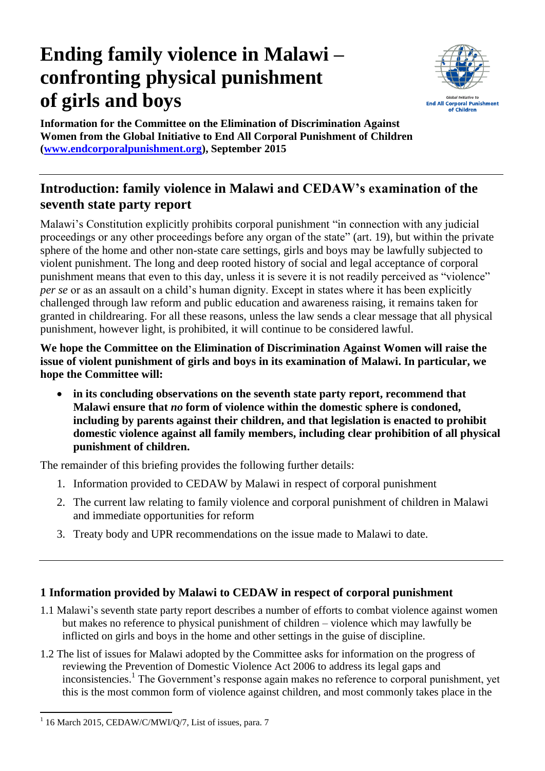# Ending family violence in Malawi – confronting physical punishment of girls and boys

**Information for the Committee on the Elimination of Discrimination Against Women from the Global Initiative to End All Corporal Punishment of Children ([www.endcorporalpunishment.org](www.endcorporalpunishment.org)), September 2015**

## Introduction: family violence in Malawi and CEDAW's examination of the seventh state party report

Malawi's Constitution explicitly prohibits corporal punishment "in connection with any judicial proceedings or any other proceedings before any organ of the state" (art. 19), but within the private sphere of the home and other non-state care settings, girls and boys may be lawfully subjected to violent punishment. The long and deep rooted history of social and legal acceptance of corporal punishment means that even to this day, unless it is severe it is not readily perceived as "violence" *per se* or as an assault on a child's human dignity. Except in states where it has been explicitly challenged through law reform and public education and awareness raising, it remains taken for granted in childrearing. For all these reasons, unless the law sends a clear message that all physical punishment, however light, is prohibited, it will continue to be considered lawful.

**We hope the Committee on the Elimination of Discrimination Against Women will raise the issue of violent punishment of girls and boys in its examination of Malawi. In particular, we hope the Committee will:**

- **in its concluding observations on the seventh state party report, recommend that Malawi ensure that *no* form of violence within the domestic sphere is condoned, including by parents against their children, and that legislation is enacted to prohibit domestic violence against all family members, including clear prohibition of all physical punishment of children.**

The remainder of this briefing provides the following further details:

1. Information provided to CEDAW by Malawi in respect of corporal punishment
2. The current law relating to family violence and corporal punishment of children in Malawi and immediate opportunities for reform
3. Treaty body and UPR recommendations on the issue made to Malawi to date.

### 1 Information provided by Malawi to CEDAW in respect of corporal punishment

1.1 Malawi's seventh state party report describes a number of efforts to combat violence against women but makes no reference to physical punishment of children – violence which may lawfully be inflicted on girls and boys in the home and other settings in the guise of discipline.

1.2 The list of issues for Malawi adopted by the Committee asks for information on the progress of reviewing the Prevention of Domestic Violence Act 2006 to address its legal gaps and inconsistencies.[1] The Government's response again makes no reference to corporal punishment, yet this is the most common form of violence against children, and most commonly takes place in the

[1] 16 March 2015, CEDAW/C/MWI/Q/7, List of issues, para. 7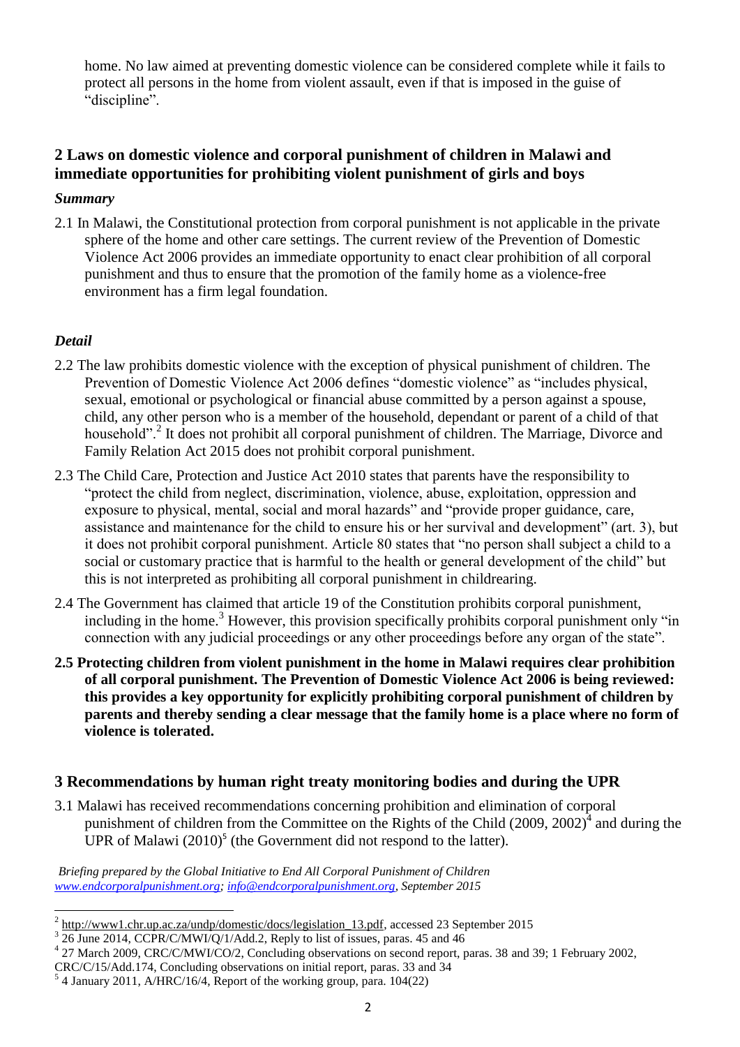home. No law aimed at preventing domestic violence can be considered complete while it fails to protect all persons in the home from violent assault, even if that is imposed in the guise of "discipline".

## 2 Laws on domestic violence and corporal punishment of children in Malawi and immediate opportunities for prohibiting violent punishment of girls and boys

### *Summary*

2.1 In Malawi, the Constitutional protection from corporal punishment is not applicable in the private sphere of the home and other care settings. The current review of the Prevention of Domestic Violence Act 2006 provides an immediate opportunity to enact clear prohibition of all corporal punishment and thus to ensure that the promotion of the family home as a violence-free environment has a firm legal foundation.

### *Detail*

2.2 The law prohibits domestic violence with the exception of physical punishment of children. The Prevention of Domestic Violence Act 2006 defines "domestic violence" as "includes physical, sexual, emotional or psychological or financial abuse committed by a person against a spouse, child, any other person who is a member of the household, dependant or parent of a child of that household".[2] It does not prohibit all corporal punishment of children. The Marriage, Divorce and Family Relation Act 2015 does not prohibit corporal punishment.

2.3 The Child Care, Protection and Justice Act 2010 states that parents have the responsibility to "protect the child from neglect, discrimination, violence, abuse, exploitation, oppression and exposure to physical, mental, social and moral hazards" and "provide proper guidance, care, assistance and maintenance for the child to ensure his or her survival and development" (art. 3), but it does not prohibit corporal punishment. Article 80 states that "no person shall subject a child to a social or customary practice that is harmful to the health or general development of the child" but this is not interpreted as prohibiting all corporal punishment in childrearing.

2.4 The Government has claimed that article 19 of the Constitution prohibits corporal punishment, including in the home.[3] However, this provision specifically prohibits corporal punishment only "in connection with any judicial proceedings or any other proceedings before any organ of the state".

**2.5 Protecting children from violent punishment in the home in Malawi requires clear prohibition of all corporal punishment. The Prevention of Domestic Violence Act 2006 is being reviewed: this provides a key opportunity for explicitly prohibiting corporal punishment of children by parents and thereby sending a clear message that the family home is a place where no form of violence is tolerated.**

## 3 Recommendations by human right treaty monitoring bodies and during the UPR

3.1 Malawi has received recommendations concerning prohibition and elimination of corporal punishment of children from the Committee on the Rights of the Child (2009, 2002)[4] and during the UPR of Malawi (2010)[5] (the Government did not respond to the latter).

*Briefing prepared by the Global Initiative to End All Corporal Punishment of Children www.endcorporalpunishment.org; info@endcorporalpunishment.org, September 2015*

---

[2] http://www1.chr.up.ac.za/undp/domestic/docs/legislation_13.pdf, accessed 23 September 2015

[3] 26 June 2014, CCPR/C/MWI/Q/1/Add.2, Reply to list of issues, paras. 45 and 46

[4] 27 March 2009, CRC/C/MWI/CO/2, Concluding observations on second report, paras. 38 and 39; 1 February 2002, CRC/C/15/Add.174, Concluding observations on initial report, paras. 33 and 34

[5] 4 January 2011, A/HRC/16/4, Report of the working group, para. 104(22)